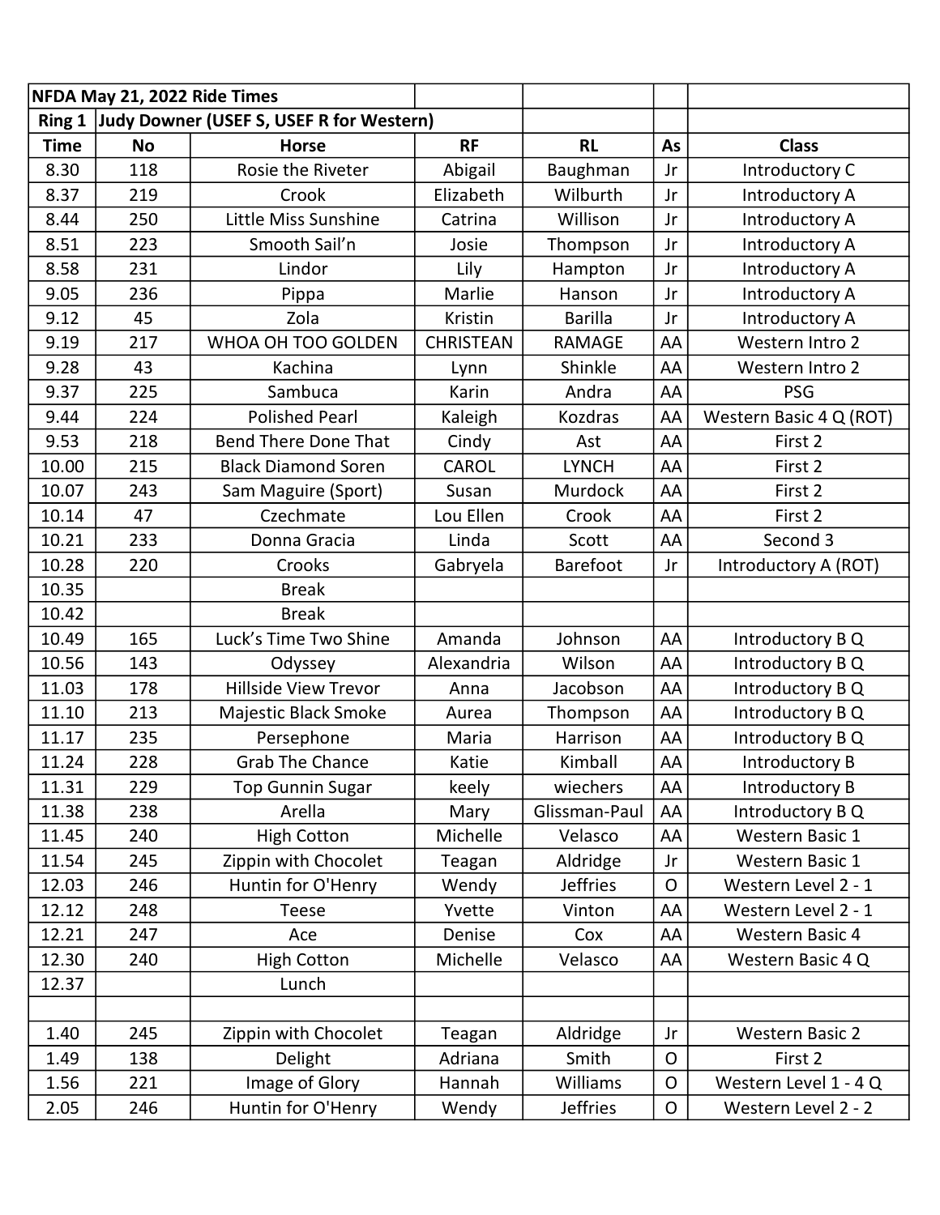| NFDA May 21, 2022 Ride Times | | | | | | |
|---|---|---|---|---|---|---|
| Ring 1 | Judy Downer (USEF S, USEF R for Western) | | | | | |
| Time | No | Horse | RF | RL | As | Class |
| 8.30 | 118 | Rosie the Riveter | Abigail | Baughman | Jr | Introductory C |
| 8.37 | 219 | Crook | Elizabeth | Wilburth | Jr | Introductory A |
| 8.44 | 250 | Little Miss Sunshine | Catrina | Willison | Jr | Introductory A |
| 8.51 | 223 | Smooth Sail'n | Josie | Thompson | Jr | Introductory A |
| 8.58 | 231 | Lindor | Lily | Hampton | Jr | Introductory A |
| 9.05 | 236 | Pippa | Marlie | Hanson | Jr | Introductory A |
| 9.12 | 45 | Zola | Kristin | Barilla | Jr | Introductory A |
| 9.19 | 217 | WHOA OH TOO GOLDEN | CHRISTEAN | RAMAGE | AA | Western Intro 2 |
| 9.28 | 43 | Kachina | Lynn | Shinkle | AA | Western Intro 2 |
| 9.37 | 225 | Sambuca | Karin | Andra | AA | PSG |
| 9.44 | 224 | Polished Pearl | Kaleigh | Kozdras | AA | Western Basic 4 Q (ROT) |
| 9.53 | 218 | Bend There Done That | Cindy | Ast | AA | First 2 |
| 10.00 | 215 | Black Diamond Soren | CAROL | LYNCH | AA | First 2 |
| 10.07 | 243 | Sam Maguire (Sport) | Susan | Murdock | AA | First 2 |
| 10.14 | 47 | Czechmate | Lou Ellen | Crook | AA | First 2 |
| 10.21 | 233 | Donna Gracia | Linda | Scott | AA | Second 3 |
| 10.28 | 220 | Crooks | Gabryela | Barefoot | Jr | Introductory A (ROT) |
| 10.35 | | Break | | | | |
| 10.42 | | Break | | | | |
| 10.49 | 165 | Luck's Time Two Shine | Amanda | Johnson | AA | Introductory B Q |
| 10.56 | 143 | Odyssey | Alexandria | Wilson | AA | Introductory B Q |
| 11.03 | 178 | Hillside View Trevor | Anna | Jacobson | AA | Introductory B Q |
| 11.10 | 213 | Majestic Black Smoke | Aurea | Thompson | AA | Introductory B Q |
| 11.17 | 235 | Persephone | Maria | Harrison | AA | Introductory B Q |
| 11.24 | 228 | Grab The Chance | Katie | Kimball | AA | Introductory B |
| 11.31 | 229 | Top Gunnin Sugar | keely | wiechers | AA | Introductory B |
| 11.38 | 238 | Arella | Mary | Glissman-Paul | AA | Introductory B Q |
| 11.45 | 240 | High Cotton | Michelle | Velasco | AA | Western Basic 1 |
| 11.54 | 245 | Zippin with Chocolet | Teagan | Aldridge | Jr | Western Basic 1 |
| 12.03 | 246 | Huntin for O'Henry | Wendy | Jeffries | O | Western Level 2 - 1 |
| 12.12 | 248 | Teese | Yvette | Vinton | AA | Western Level 2 - 1 |
| 12.21 | 247 | Ace | Denise | Cox | AA | Western Basic 4 |
| 12.30 | 240 | High Cotton | Michelle | Velasco | AA | Western Basic 4 Q |
| 12.37 | | Lunch | | | | |
| | | | | | | |
| 1.40 | 245 | Zippin with Chocolet | Teagan | Aldridge | Jr | Western Basic 2 |
| 1.49 | 138 | Delight | Adriana | Smith | O | First 2 |
| 1.56 | 221 | Image of Glory | Hannah | Williams | O | Western Level 1 - 4 Q |
| 2.05 | 246 | Huntin for O'Henry | Wendy | Jeffries | O | Western Level 2 - 2 |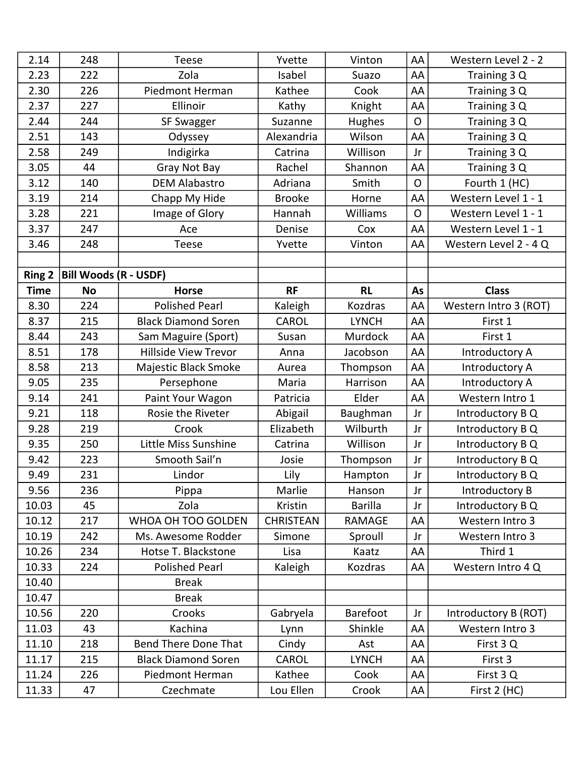| | | | | | | |
|---|---|---|---|---|---|---|
| 2.14 | 248 | Teese | Yvette | Vinton | AA | Western Level 2 - 2 |
| 2.23 | 222 | Zola | Isabel | Suazo | AA | Training 3 Q |
| 2.30 | 226 | Piedmont Herman | Kathee | Cook | AA | Training 3 Q |
| 2.37 | 227 | Ellinoir | Kathy | Knight | AA | Training 3 Q |
| 2.44 | 244 | SF Swagger | Suzanne | Hughes | O | Training 3 Q |
| 2.51 | 143 | Odyssey | Alexandria | Wilson | AA | Training 3 Q |
| 2.58 | 249 | Indigirka | Catrina | Willison | Jr | Training 3 Q |
| 3.05 | 44 | Gray Not Bay | Rachel | Shannon | AA | Training 3 Q |
| 3.12 | 140 | DEM Alabastro | Adriana | Smith | O | Fourth 1 (HC) |
| 3.19 | 214 | Chapp My Hide | Brooke | Horne | AA | Western Level 1 - 1 |
| 3.28 | 221 | Image of Glory | Hannah | Williams | O | Western Level 1 - 1 |
| 3.37 | 247 | Ace | Denise | Cox | AA | Western Level 1 - 1 |
| 3.46 | 248 | Teese | Yvette | Vinton | AA | Western Level 2 - 4 Q |
| | | | | | | |
| **Ring 2** | **Bill Woods (R - USDF)** | | | | | |
| **Time** | **No** | **Horse** | **RF** | **RL** | **As** | **Class** |
| 8.30 | 224 | Polished Pearl | Kaleigh | Kozdras | AA | Western Intro 3 (ROT) |
| 8.37 | 215 | Black Diamond Soren | CAROL | LYNCH | AA | First 1 |
| 8.44 | 243 | Sam Maguire (Sport) | Susan | Murdock | AA | First 1 |
| 8.51 | 178 | Hillside View Trevor | Anna | Jacobson | AA | Introductory A |
| 8.58 | 213 | Majestic Black Smoke | Aurea | Thompson | AA | Introductory A |
| 9.05 | 235 | Persephone | Maria | Harrison | AA | Introductory A |
| 9.14 | 241 | Paint Your Wagon | Patricia | Elder | AA | Western Intro 1 |
| 9.21 | 118 | Rosie the Riveter | Abigail | Baughman | Jr | Introductory B Q |
| 9.28 | 219 | Crook | Elizabeth | Wilburth | Jr | Introductory B Q |
| 9.35 | 250 | Little Miss Sunshine | Catrina | Willison | Jr | Introductory B Q |
| 9.42 | 223 | Smooth Sail'n | Josie | Thompson | Jr | Introductory B Q |
| 9.49 | 231 | Lindor | Lily | Hampton | Jr | Introductory B Q |
| 9.56 | 236 | Pippa | Marlie | Hanson | Jr | Introductory B |
| 10.03 | 45 | Zola | Kristin | Barilla | Jr | Introductory B Q |
| 10.12 | 217 | WHOA OH TOO GOLDEN | CHRISTEAN | RAMAGE | AA | Western Intro 3 |
| 10.19 | 242 | Ms. Awesome Rodder | Simone | Sproull | Jr | Western Intro 3 |
| 10.26 | 234 | Hotse T. Blackstone | Lisa | Kaatz | AA | Third 1 |
| 10.33 | 224 | Polished Pearl | Kaleigh | Kozdras | AA | Western Intro 4 Q |
| 10.40 | | Break | | | | |
| 10.47 | | Break | | | | |
| 10.56 | 220 | Crooks | Gabryela | Barefoot | Jr | Introductory B (ROT) |
| 11.03 | 43 | Kachina | Lynn | Shinkle | AA | Western Intro 3 |
| 11.10 | 218 | Bend There Done That | Cindy | Ast | AA | First 3 Q |
| 11.17 | 215 | Black Diamond Soren | CAROL | LYNCH | AA | First 3 |
| 11.24 | 226 | Piedmont Herman | Kathee | Cook | AA | First 3 Q |
| 11.33 | 47 | Czechmate | Lou Ellen | Crook | AA | First 2 (HC) |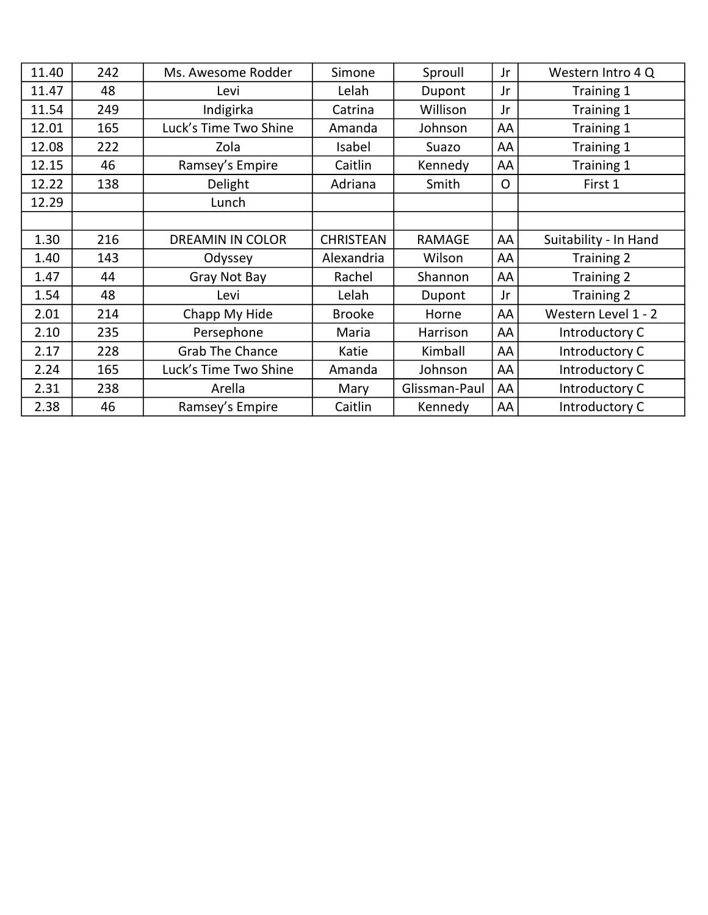| | | | | | | |
|---|---|---|---|---|---|---|
| 11.40 | 242 | Ms. Awesome Rodder | Simone | Sproull | Jr | Western Intro 4 Q |
| 11.47 | 48 | Levi | Lelah | Dupont | Jr | Training 1 |
| 11.54 | 249 | Indigirka | Catrina | Willison | Jr | Training 1 |
| 12.01 | 165 | Luck's Time Two Shine | Amanda | Johnson | AA | Training 1 |
| 12.08 | 222 | Zola | Isabel | Suazo | AA | Training 1 |
| 12.15 | 46 | Ramsey's Empire | Caitlin | Kennedy | AA | Training 1 |
| 12.22 | 138 | Delight | Adriana | Smith | O | First 1 |
| 12.29 | | Lunch | | | | |
| | | | | | | |
| 1.30 | 216 | DREAMIN IN COLOR | CHRISTEAN | RAMAGE | AA | Suitability - In Hand |
| 1.40 | 143 | Odyssey | Alexandria | Wilson | AA | Training 2 |
| 1.47 | 44 | Gray Not Bay | Rachel | Shannon | AA | Training 2 |
| 1.54 | 48 | Levi | Lelah | Dupont | Jr | Training 2 |
| 2.01 | 214 | Chapp My Hide | Brooke | Horne | AA | Western Level 1 - 2 |
| 2.10 | 235 | Persephone | Maria | Harrison | AA | Introductory C |
| 2.17 | 228 | Grab The Chance | Katie | Kimball | AA | Introductory C |
| 2.24 | 165 | Luck's Time Two Shine | Amanda | Johnson | AA | Introductory C |
| 2.31 | 238 | Arella | Mary | Glissman-Paul | AA | Introductory C |
| 2.38 | 46 | Ramsey's Empire | Caitlin | Kennedy | AA | Introductory C |